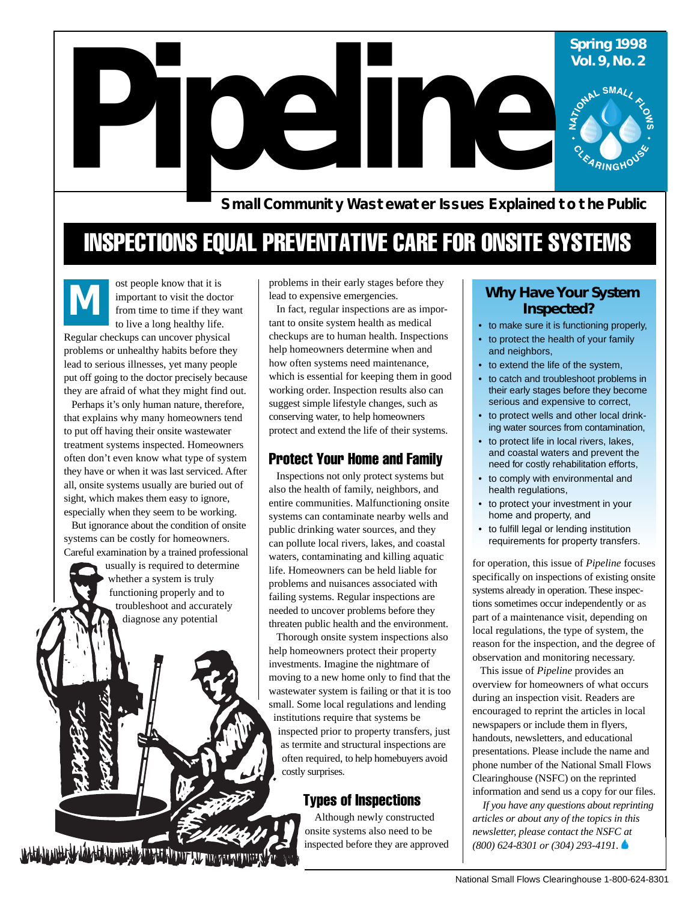# Pipeline

Spring 1998
Vol. 9, No. 2

National Small Flows Clearinghouse

**Small Community Wastewater Issues Explained to the Public**

# INSPECTIONS EQUAL PREVENTATIVE CARE FOR ONSITE SYSTEMS

Most people know that it is important to visit the doctor from time to time if they want to live a long healthy life. Regular checkups can uncover physical problems or unhealthy habits before they lead to serious illnesses, yet many people put off going to the doctor precisely because they are afraid of what they might find out.

Perhaps it's only human nature, therefore, that explains why many homeowners tend to put off having their onsite wastewater treatment systems inspected. Homeowners often don't even know what type of system they have or when it was last serviced. After all, onsite systems usually are buried out of sight, which makes them easy to ignore, especially when they seem to be working.

But ignorance about the condition of onsite systems can be costly for homeowners. Careful examination by a trained professional usually is required to determine whether a system is truly functioning properly and to troubleshoot and accurately diagnose any potential problems in their early stages before they lead to expensive emergencies.

In fact, regular inspections are as important to onsite system health as medical checkups are to human health. Inspections help homeowners determine when and how often systems need maintenance, which is essential for keeping them in good working order. Inspection results also can suggest simple lifestyle changes, such as conserving water, to help homeowners protect and extend the life of their systems.

## Protect Your Home and Family

Inspections not only protect systems but also the health of family, neighbors, and entire communities. Malfunctioning onsite systems can contaminate nearby wells and public drinking water sources, and they can pollute local rivers, lakes, and coastal waters, contaminating and killing aquatic life. Homeowners can be held liable for problems and nuisances associated with failing systems. Regular inspections are needed to uncover problems before they threaten public health and the environment.

Thorough onsite system inspections also help homeowners protect their property investments. Imagine the nightmare of moving to a new home only to find that the wastewater system is failing or that it is too small. Some local regulations and lending institutions require that systems be inspected prior to property transfers, just as termite and structural inspections are often required, to help homebuyers avoid costly surprises.

## Types of Inspections

Although newly constructed onsite systems also need to be inspected before they are approved for operation, this issue of *Pipeline* focuses specifically on inspections of existing onsite systems already in operation. These inspections sometimes occur independently or as part of a maintenance visit, depending on local regulations, the type of system, the reason for the inspection, and the degree of observation and monitoring necessary.

This issue of *Pipeline* provides an overview for homeowners of what occurs during an inspection visit. Readers are encouraged to reprint the articles in local newspapers or include them in flyers, handouts, newsletters, and educational presentations. Please include the name and phone number of the National Small Flows Clearinghouse (NSFC) on the reprinted information and send us a copy for our files.

*If you have any questions about reprinting articles or about any of the topics in this newsletter, please contact the NSFC at (800) 624-8301 or (304) 293-4191.*

### Why Have Your System Inspected?

- to make sure it is functioning properly,
- to protect the health of your family and neighbors,
- to extend the life of the system,
- to catch and troubleshoot problems in their early stages before they become serious and expensive to correct,
- to protect wells and other local drinking water sources from contamination,
- to protect life in local rivers, lakes, and coastal waters and prevent the need for costly rehabilitation efforts,
- to comply with environmental and health regulations,
- to protect your investment in your home and property, and
- to fulfill legal or lending institution requirements for property transfers.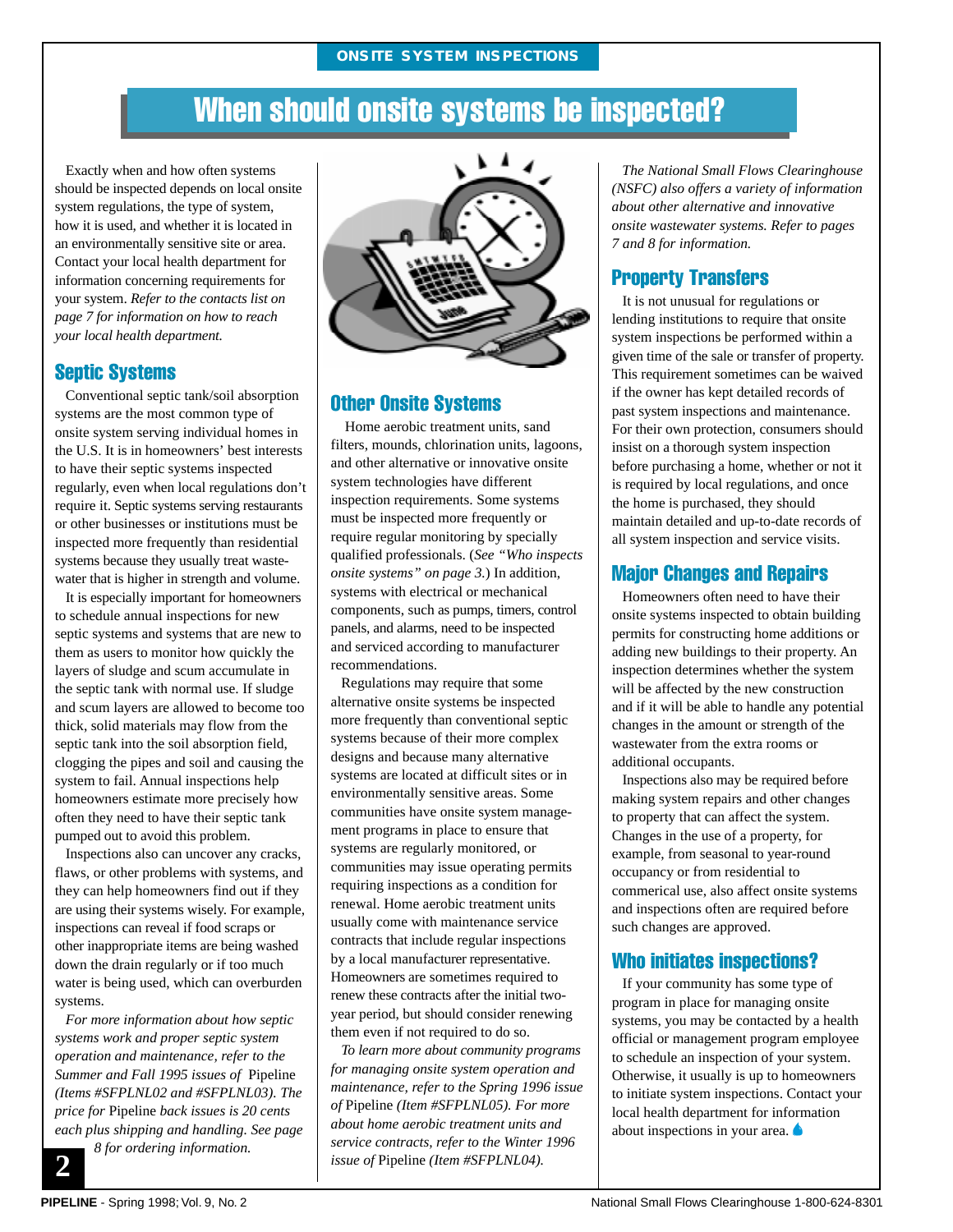ONSITE SYSTEM INSPECTIONS

# When should onsite systems be inspected?

Exactly when and how often systems should be inspected depends on local onsite system regulations, the type of system, how it is used, and whether it is located in an environmentally sensitive site or area. Contact your local health department for information concerning requirements for your system. *Refer to the contacts list on page 7 for information on how to reach your local health department.*

## Septic Systems

Conventional septic tank/soil absorption systems are the most common type of onsite system serving individual homes in the U.S. It is in homeowners' best interests to have their septic systems inspected regularly, even when local regulations don't require it. Septic systems serving restaurants or other businesses or institutions must be inspected more frequently than residential systems because they usually treat wastewater that is higher in strength and volume.

It is especially important for homeowners to schedule annual inspections for new septic systems and systems that are new to them as users to monitor how quickly the layers of sludge and scum accumulate in the septic tank with normal use. If sludge and scum layers are allowed to become too thick, solid materials may flow from the septic tank into the soil absorption field, clogging the pipes and soil and causing the system to fail. Annual inspections help homeowners estimate more precisely how often they need to have their septic tank pumped out to avoid this problem.

Inspections also can uncover any cracks, flaws, or other problems with systems, and they can help homeowners find out if they are using their systems wisely. For example, inspections can reveal if food scraps or other inappropriate items are being washed down the drain regularly or if too much water is being used, which can overburden systems.

*For more information about how septic systems work and proper septic system operation and maintenance, refer to the Summer and Fall 1995 issues of* Pipeline *(Items #SFPLNL02 and #SFPLNL03). The price for* Pipeline *back issues is 20 cents each plus shipping and handling. See page 8 for ordering information.*

## Other Onsite Systems

Home aerobic treatment units, sand filters, mounds, chlorination units, lagoons, and other alternative or innovative onsite system technologies have different inspection requirements. Some systems must be inspected more frequently or require regular monitoring by specially qualified professionals. (*See "Who inspects onsite systems" on page 3.*) In addition, systems with electrical or mechanical components, such as pumps, timers, control panels, and alarms, need to be inspected and serviced according to manufacturer recommendations.

Regulations may require that some alternative onsite systems be inspected more frequently than conventional septic systems because of their more complex designs and because many alternative systems are located at difficult sites or in environmentally sensitive areas. Some communities have onsite system management programs in place to ensure that systems are regularly monitored, or communities may issue operating permits requiring inspections as a condition for renewal. Home aerobic treatment units usually come with maintenance service contracts that include regular inspections by a local manufacturer representative. Homeowners are sometimes required to renew these contracts after the initial two-year period, but should consider renewing them even if not required to do so.

*To learn more about community programs for managing onsite system operation and maintenance, refer to the Spring 1996 issue of* Pipeline *(Item #SFPLNL05). For more about home aerobic treatment units and service contracts, refer to the Winter 1996 issue of* Pipeline *(Item #SFPLNL04).*

*The National Small Flows Clearinghouse (NSFC) also offers a variety of information about other alternative and innovative onsite wastewater systems. Refer to pages 7 and 8 for information.*

## Property Transfers

It is not unusual for regulations or lending institutions to require that onsite system inspections be performed within a given time of the sale or transfer of property. This requirement sometimes can be waived if the owner has kept detailed records of past system inspections and maintenance. For their own protection, consumers should insist on a thorough system inspection before purchasing a home, whether or not it is required by local regulations, and once the home is purchased, they should maintain detailed and up-to-date records of all system inspection and service visits.

## Major Changes and Repairs

Homeowners often need to have their onsite systems inspected to obtain building permits for constructing home additions or adding new buildings to their property. An inspection determines whether the system will be affected by the new construction and if it will be able to handle any potential changes in the amount or strength of the wastewater from the extra rooms or additional occupants.

Inspections also may be required before making system repairs and other changes to property that can affect the system. Changes in the use of a property, for example, from seasonal to year-round occupancy or from residential to commerical use, also affect onsite systems and inspections often are required before such changes are approved.

## Who initiates inspections?

If your community has some type of program in place for managing onsite systems, you may be contacted by a health official or management program employee to schedule an inspection of your system. Otherwise, it usually is up to homeowners to initiate system inspections. Contact your local health department for information about inspections in your area.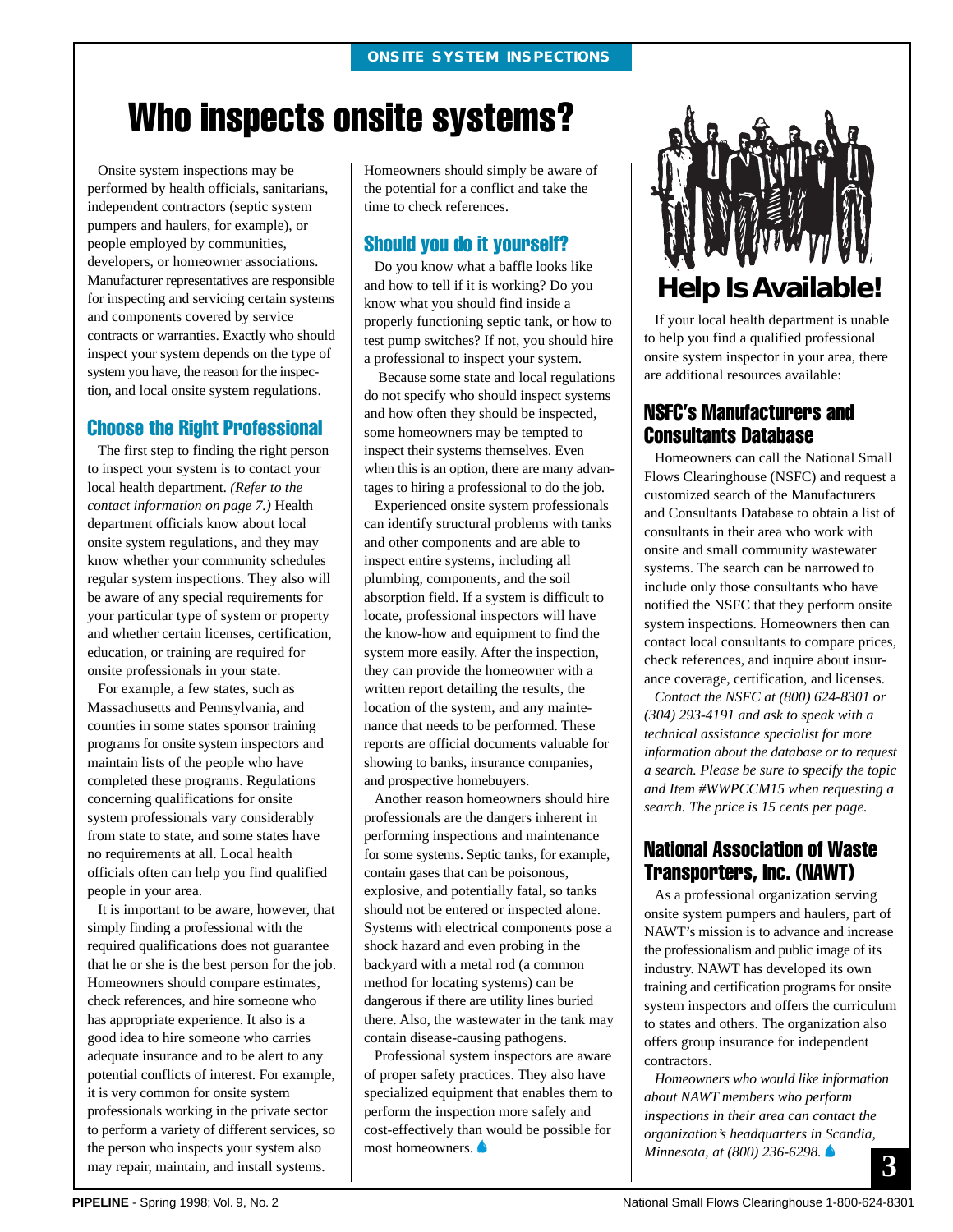ONSITE SYSTEM INSPECTIONS

# Who inspects onsite systems?

Onsite system inspections may be performed by health officials, sanitarians, independent contractors (septic system pumpers and haulers, for example), or people employed by communities, developers, or homeowner associations. Manufacturer representatives are responsible for inspecting and servicing certain systems and components covered by service contracts or warranties. Exactly who should inspect your system depends on the type of system you have, the reason for the inspection, and local onsite system regulations.

## Choose the Right Professional

The first step to finding the right person to inspect your system is to contact your local health department. *(Refer to the contact information on page 7.)* Health department officials know about local onsite system regulations, and they may know whether your community schedules regular system inspections. They also will be aware of any special requirements for your particular type of system or property and whether certain licenses, certification, education, or training are required for onsite professionals in your state.

For example, a few states, such as Massachusetts and Pennsylvania, and counties in some states sponsor training programs for onsite system inspectors and maintain lists of the people who have completed these programs. Regulations concerning qualifications for onsite system professionals vary considerably from state to state, and some states have no requirements at all. Local health officials often can help you find qualified people in your area.

It is important to be aware, however, that simply finding a professional with the required qualifications does not guarantee that he or she is the best person for the job. Homeowners should compare estimates, check references, and hire someone who has appropriate experience. It also is a good idea to hire someone who carries adequate insurance and to be alert to any potential conflicts of interest. For example, it is very common for onsite system professionals working in the private sector to perform a variety of different services, so the person who inspects your system also may repair, maintain, and install systems. Homeowners should simply be aware of the potential for a conflict and take the time to check references.

## Should you do it yourself?

Do you know what a baffle looks like and how to tell if it is working? Do you know what you should find inside a properly functioning septic tank, or how to test pump switches? If not, you should hire a professional to inspect your system.

Because some state and local regulations do not specify who should inspect systems and how often they should be inspected, some homeowners may be tempted to inspect their systems themselves. Even when this is an option, there are many advantages to hiring a professional to do the job.

Experienced onsite system professionals can identify structural problems with tanks and other components and are able to inspect entire systems, including all plumbing, components, and the soil absorption field. If a system is difficult to locate, professional inspectors will have the know-how and equipment to find the system more easily. After the inspection, they can provide the homeowner with a written report detailing the results, the location of the system, and any maintenance that needs to be performed. These reports are official documents valuable for showing to banks, insurance companies, and prospective homebuyers.

Another reason homeowners should hire professionals are the dangers inherent in performing inspections and maintenance for some systems. Septic tanks, for example, contain gases that can be poisonous, explosive, and potentially fatal, so tanks should not be entered or inspected alone. Systems with electrical components pose a shock hazard and even probing in the backyard with a metal rod (a common method for locating systems) can be dangerous if there are utility lines buried there. Also, the wastewater in the tank may contain disease-causing pathogens.

Professional system inspectors are aware of proper safety practices. They also have specialized equipment that enables them to perform the inspection more safely and cost-effectively than would be possible for most homeowners.

## Help Is Available!

If your local health department is unable to help you find a qualified professional onsite system inspector in your area, there are additional resources available:

### NSFC's Manufacturers and Consultants Database

Homeowners can call the National Small Flows Clearinghouse (NSFC) and request a customized search of the Manufacturers and Consultants Database to obtain a list of consultants in their area who work with onsite and small community wastewater systems. The search can be narrowed to include only those consultants who have notified the NSFC that they perform onsite system inspections. Homeowners then can contact local consultants to compare prices, check references, and inquire about insurance coverage, certification, and licenses.

*Contact the NSFC at (800) 624-8301 or (304) 293-4191 and ask to speak with a technical assistance specialist for more information about the database or to request a search. Please be sure to specify the topic and Item #WWPCCM15 when requesting a search. The price is 15 cents per page.*

### National Association of Waste Transporters, Inc. (NAWT)

As a professional organization serving onsite system pumpers and haulers, part of NAWT's mission is to advance and increase the professionalism and public image of its industry. NAWT has developed its own training and certification programs for onsite system inspectors and offers the curriculum to states and others. The organization also offers group insurance for independent contractors.

*Homeowners who would like information about NAWT members who perform inspections in their area can contact the organization's headquarters in Scandia, Minnesota, at (800) 236-6298.*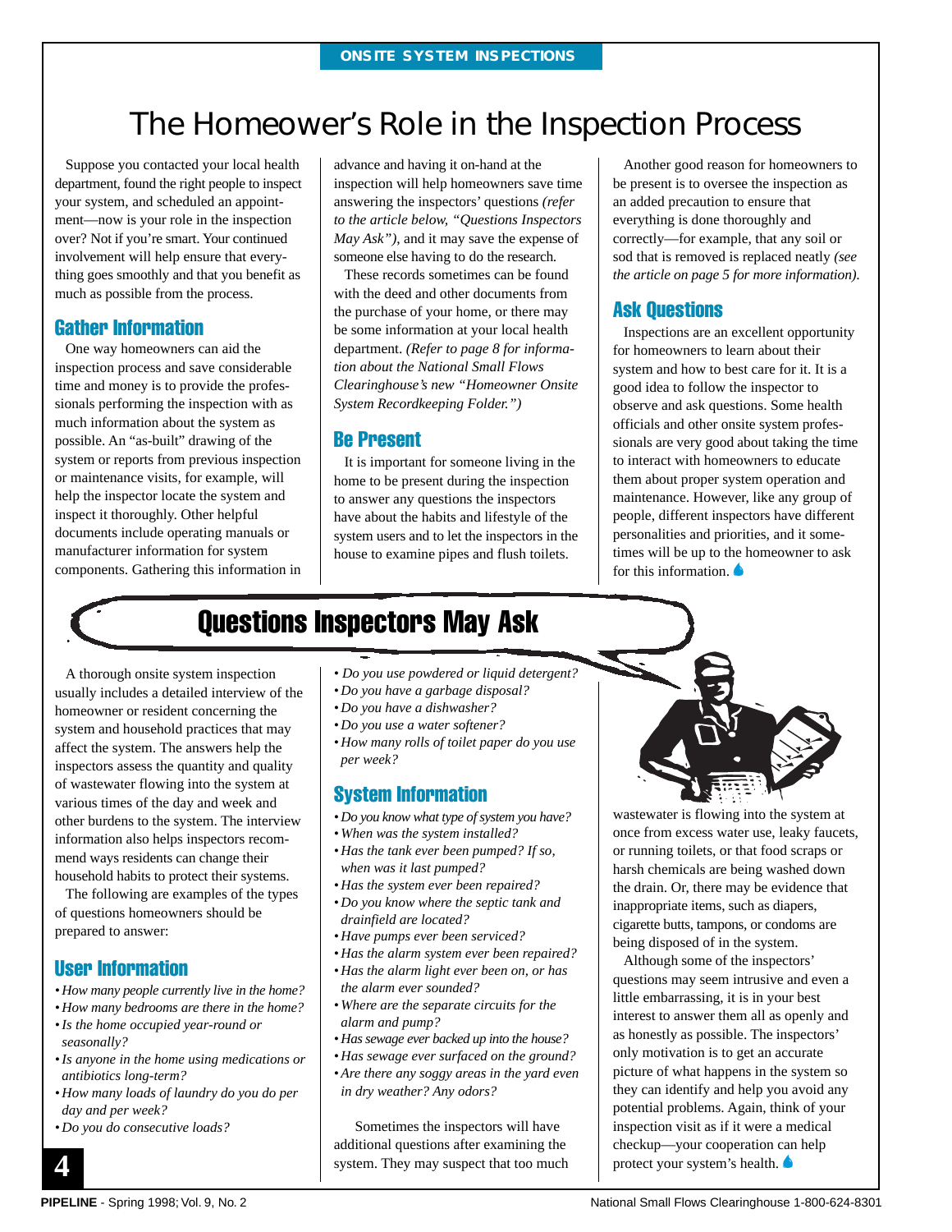ONSITE SYSTEM INSPECTIONS

# The Homeower's Role in the Inspection Process

Suppose you contacted your local health department, found the right people to inspect your system, and scheduled an appointment—now is your role in the inspection over? Not if you're smart. Your continued involvement will help ensure that everything goes smoothly and that you benefit as much as possible from the process.

## Gather Information

One way homeowners can aid the inspection process and save considerable time and money is to provide the professionals performing the inspection with as much information about the system as possible. An "as-built" drawing of the system or reports from previous inspection or maintenance visits, for example, will help the inspector locate the system and inspect it thoroughly. Other helpful documents include operating manuals or manufacturer information for system components. Gathering this information in advance and having it on-hand at the inspection will help homeowners save time answering the inspectors' questions *(refer to the article below, "Questions Inspectors May Ask")*, and it may save the expense of someone else having to do the research.

These records sometimes can be found with the deed and other documents from the purchase of your home, or there may be some information at your local health department. *(Refer to page 8 for information about the National Small Flows Clearinghouse's new "Homeowner Onsite System Recordkeeping Folder.")*

## Be Present

It is important for someone living in the home to be present during the inspection to answer any questions the inspectors have about the habits and lifestyle of the system users and to let the inspectors in the house to examine pipes and flush toilets.

Another good reason for homeowners to be present is to oversee the inspection as an added precaution to ensure that everything is done thoroughly and correctly—for example, that any soil or sod that is removed is replaced neatly *(see the article on page 5 for more information).*

## Ask Questions

Inspections are an excellent opportunity for homeowners to learn about their system and how to best care for it. It is a good idea to follow the inspector to observe and ask questions. Some health officials and other onsite system professionals are very good about taking the time to interact with homeowners to educate them about proper system operation and maintenance. However, like any group of people, different inspectors have different personalities and priorities, and it sometimes will be up to the homeowner to ask for this information.

# Questions Inspectors May Ask

A thorough onsite system inspection usually includes a detailed interview of the homeowner or resident concerning the system and household practices that may affect the system. The answers help the inspectors assess the quantity and quality of wastewater flowing into the system at various times of the day and week and other burdens to the system. The interview information also helps inspectors recommend ways residents can change their household habits to protect their systems.

The following are examples of the types of questions homeowners should be prepared to answer:

## User Information

- *How many people currently live in the home?*
- *How many bedrooms are there in the home?*
- *Is the home occupied year-round or seasonally?*
- *Is anyone in the home using medications or antibiotics long-term?*
- *How many loads of laundry do you do per day and per week?*
- *Do you do consecutive loads?*
- *Do you use powdered or liquid detergent?*
- *Do you have a garbage disposal?*
- *Do you have a dishwasher?*
- *Do you use a water softener?*
- *How many rolls of toilet paper do you use per week?*

## System Information

- *Do you know what type of system you have?*
- *When was the system installed?*
- *Has the tank ever been pumped? If so, when was it last pumped?*
- *Has the system ever been repaired?*
- *Do you know where the septic tank and drainfield are located?*
- *Have pumps ever been serviced?*
- *Has the alarm system ever been repaired?*
- *Has the alarm light ever been on, or has the alarm ever sounded?*
- *Where are the separate circuits for the alarm and pump?*
- *Has sewage ever backed up into the house?*
- *Has sewage ever surfaced on the ground?*
- *Are there any soggy areas in the yard even in dry weather? Any odors?*

Sometimes the inspectors will have additional questions after examining the system. They may suspect that too much wastewater is flowing into the system at once from excess water use, leaky faucets, or running toilets, or that food scraps or harsh chemicals are being washed down the drain. Or, there may be evidence that inappropriate items, such as diapers, cigarette butts, tampons, or condoms are being disposed of in the system.

Although some of the inspectors' questions may seem intrusive and even a little embarrassing, it is in your best interest to answer them all as openly and as honestly as possible. The inspectors' only motivation is to get an accurate picture of what happens in the system so they can identify and help you avoid any potential problems. Again, think of your inspection visit as if it were a medical checkup—your cooperation can help protect your system's health.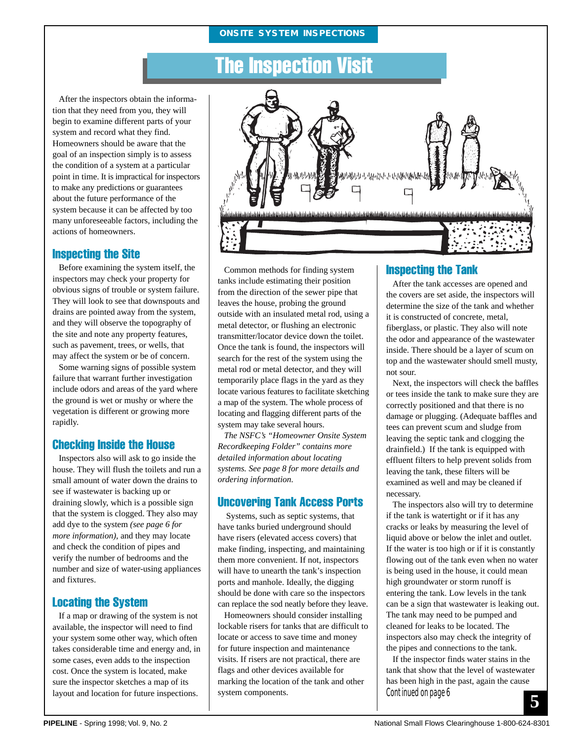# The Inspection Visit

After the inspectors obtain the information that they need from you, they will begin to examine different parts of your system and record what they find. Homeowners should be aware that the goal of an inspection simply is to assess the condition of a system at a particular point in time. It is impractical for inspectors to make any predictions or guarantees about the future performance of the system because it can be affected by too many unforeseeable factors, including the actions of homeowners.

## Inspecting the Site

Before examining the system itself, the inspectors may check your property for obvious signs of trouble or system failure. They will look to see that downspouts and drains are pointed away from the system, and they will observe the topography of the site and note any property features, such as pavement, trees, or wells, that may affect the system or be of concern.

Some warning signs of possible system failure that warrant further investigation include odors and areas of the yard where the ground is wet or mushy or where the vegetation is different or growing more rapidly.

## Checking Inside the House

Inspectors also will ask to go inside the house. They will flush the toilets and run a small amount of water down the drains to see if wastewater is backing up or draining slowly, which is a possible sign that the system is clogged. They also may add dye to the system *(see page 6 for more information)*, and they may locate and check the condition of pipes and verify the number of bedrooms and the number and size of water-using appliances and fixtures.

## Locating the System

If a map or drawing of the system is not available, the inspector will need to find your system some other way, which often takes considerable time and energy and, in some cases, even adds to the inspection cost. Once the system is located, make sure the inspector sketches a map of its layout and location for future inspections.

Common methods for finding system tanks include estimating their position from the direction of the sewer pipe that leaves the house, probing the ground outside with an insulated metal rod, using a metal detector, or flushing an electronic transmitter/locator device down the toilet. Once the tank is found, the inspectors will search for the rest of the system using the metal rod or metal detector, and they will temporarily place flags in the yard as they locate various features to facilitate sketching a map of the system. The whole process of locating and flagging different parts of the system may take several hours.

*The NSFC's "Homeowner Onsite System Recordkeeping Folder" contains more detailed information about locating systems. See page 8 for more details and ordering information.*

## Uncovering Tank Access Ports

Systems, such as septic systems, that have tanks buried underground should have risers (elevated access covers) that make finding, inspecting, and maintaining them more convenient. If not, inspectors will have to unearth the tank's inspection ports and manhole. Ideally, the digging should be done with care so the inspectors can replace the sod neatly before they leave.

Homeowners should consider installing lockable risers for tanks that are difficult to locate or access to save time and money for future inspection and maintenance visits. If risers are not practical, there are flags and other devices available for marking the location of the tank and other system components.

## Inspecting the Tank

After the tank accesses are opened and the covers are set aside, the inspectors will determine the size of the tank and whether it is constructed of concrete, metal, fiberglass, or plastic. They also will note the odor and appearance of the wastewater inside. There should be a layer of scum on top and the wastewater should smell musty, not sour.

Next, the inspectors will check the baffles or tees inside the tank to make sure they are correctly positioned and that there is no damage or plugging. (Adequate baffles and tees can prevent scum and sludge from leaving the septic tank and clogging the drainfield.) If the tank is equipped with effluent filters to help prevent solids from leaving the tank, these filters will be examined as well and may be cleaned if necessary.

The inspectors also will try to determine if the tank is watertight or if it has any cracks or leaks by measuring the level of liquid above or below the inlet and outlet. If the water is too high or if it is constantly flowing out of the tank even when no water is being used in the house, it could mean high groundwater or storm runoff is entering the tank. Low levels in the tank can be a sign that wastewater is leaking out. The tank may need to be pumped and cleaned for leaks to be located. The inspectors also may check the integrity of the pipes and connections to the tank.

If the inspector finds water stains in the tank that show that the level of wastewater has been high in the past, again the cause

Continued on page 6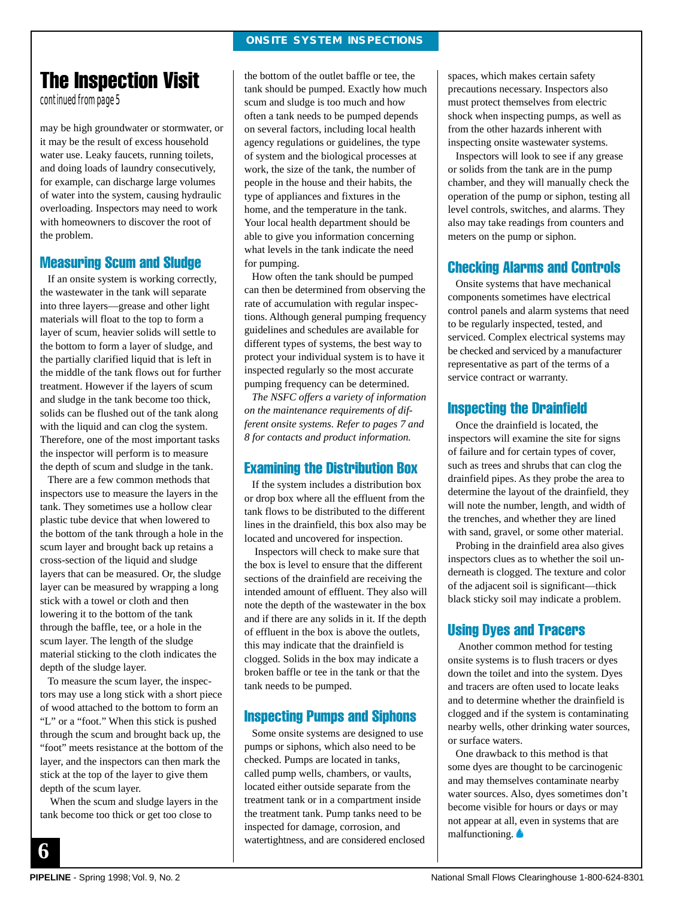# The Inspection Visit

continued from page 5

may be high groundwater or stormwater, or it may be the result of excess household water use. Leaky faucets, running toilets, and doing loads of laundry consecutively, for example, can discharge large volumes of water into the system, causing hydraulic overloading. Inspectors may need to work with homeowners to discover the root of the problem.

## Measuring Scum and Sludge

If an onsite system is working correctly, the wastewater in the tank will separate into three layers—grease and other light materials will float to the top to form a layer of scum, heavier solids will settle to the bottom to form a layer of sludge, and the partially clarified liquid that is left in the middle of the tank flows out for further treatment. However if the layers of scum and sludge in the tank become too thick, solids can be flushed out of the tank along with the liquid and can clog the system. Therefore, one of the most important tasks the inspector will perform is to measure the depth of scum and sludge in the tank.

There are a few common methods that inspectors use to measure the layers in the tank. They sometimes use a hollow clear plastic tube device that when lowered to the bottom of the tank through a hole in the scum layer and brought back up retains a cross-section of the liquid and sludge layers that can be measured. Or, the sludge layer can be measured by wrapping a long stick with a towel or cloth and then lowering it to the bottom of the tank through the baffle, tee, or a hole in the scum layer. The length of the sludge material sticking to the cloth indicates the depth of the sludge layer.

To measure the scum layer, the inspectors may use a long stick with a short piece of wood attached to the bottom to form an "L" or a "foot." When this stick is pushed through the scum and brought back up, the "foot" meets resistance at the bottom of the layer, and the inspectors can then mark the stick at the top of the layer to give them depth of the scum layer.

When the scum and sludge layers in the tank become too thick or get too close to the bottom of the outlet baffle or tee, the tank should be pumped. Exactly how much scum and sludge is too much and how often a tank needs to be pumped depends on several factors, including local health agency regulations or guidelines, the type of system and the biological processes at work, the size of the tank, the number of people in the house and their habits, the type of appliances and fixtures in the home, and the temperature in the tank. Your local health department should be able to give you information concerning what levels in the tank indicate the need for pumping.

How often the tank should be pumped can then be determined from observing the rate of accumulation with regular inspections. Although general pumping frequency guidelines and schedules are available for different types of systems, the best way to protect your individual system is to have it inspected regularly so the most accurate pumping frequency can be determined.

*The NSFC offers a variety of information on the maintenance requirements of different onsite systems. Refer to pages 7 and 8 for contacts and product information.*

## Examining the Distribution Box

If the system includes a distribution box or drop box where all the effluent from the tank flows to be distributed to the different lines in the drainfield, this box also may be located and uncovered for inspection.

Inspectors will check to make sure that the box is level to ensure that the different sections of the drainfield are receiving the intended amount of effluent. They also will note the depth of the wastewater in the box and if there are any solids in it. If the depth of effluent in the box is above the outlets, this may indicate that the drainfield is clogged. Solids in the box may indicate a broken baffle or tee in the tank or that the tank needs to be pumped.

## Inspecting Pumps and Siphons

Some onsite systems are designed to use pumps or siphons, which also need to be checked. Pumps are located in tanks, called pump wells, chambers, or vaults, located either outside separate from the treatment tank or in a compartment inside the treatment tank. Pump tanks need to be inspected for damage, corrosion, and watertightness, and are considered enclosed spaces, which makes certain safety precautions necessary. Inspectors also must protect themselves from electric shock when inspecting pumps, as well as from the other hazards inherent with inspecting onsite wastewater systems.

Inspectors will look to see if any grease or solids from the tank are in the pump chamber, and they will manually check the operation of the pump or siphon, testing all level controls, switches, and alarms. They also may take readings from counters and meters on the pump or siphon.

## Checking Alarms and Controls

Onsite systems that have mechanical components sometimes have electrical control panels and alarm systems that need to be regularly inspected, tested, and serviced. Complex electrical systems may be checked and serviced by a manufacturer representative as part of the terms of a service contract or warranty.

## Inspecting the Drainfield

Once the drainfield is located, the inspectors will examine the site for signs of failure and for certain types of cover, such as trees and shrubs that can clog the drainfield pipes. As they probe the area to determine the layout of the drainfield, they will note the number, length, and width of the trenches, and whether they are lined with sand, gravel, or some other material.

Probing in the drainfield area also gives inspectors clues as to whether the soil underneath is clogged. The texture and color of the adjacent soil is significant—thick black sticky soil may indicate a problem.

## Using Dyes and Tracers

Another common method for testing onsite systems is to flush tracers or dyes down the toilet and into the system. Dyes and tracers are often used to locate leaks and to determine whether the drainfield is clogged and if the system is contaminating nearby wells, other drinking water sources, or surface waters.

One drawback to this method is that some dyes are thought to be carcinogenic and may themselves contaminate nearby water sources. Also, dyes sometimes don't become visible for hours or days or may not appear at all, even in systems that are malfunctioning.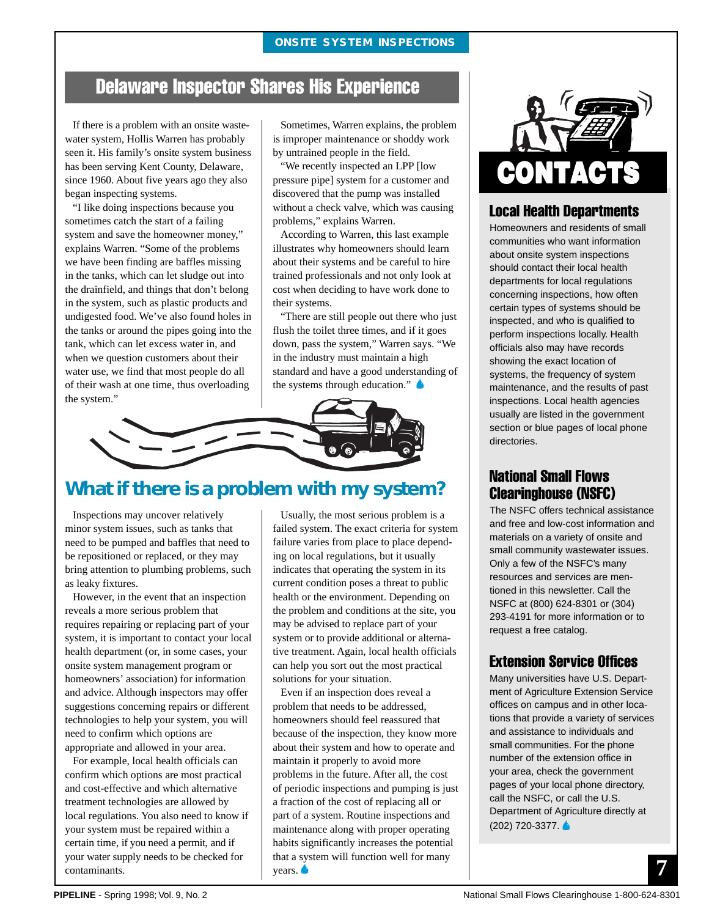ONSITE SYSTEM INSPECTIONS

## Delaware Inspector Shares His Experience

If there is a problem with an onsite wastewater system, Hollis Warren has probably seen it. His family's onsite system business has been serving Kent County, Delaware, since 1960. About five years ago they also began inspecting systems.

"I like doing inspections because you sometimes catch the start of a failing system and save the homeowner money," explains Warren. "Some of the problems we have been finding are baffles missing in the tanks, which can let sludge out into the drainfield, and things that don't belong in the system, such as plastic products and undigested food. We've also found holes in the tanks or around the pipes going into the tank, which can let excess water in, and when we question customers about their water use, we find that most people do all of their wash at one time, thus overloading the system."

Sometimes, Warren explains, the problem is improper maintenance or shoddy work by untrained people in the field.

"We recently inspected an LPP [low pressure pipe] system for a customer and discovered that the pump was installed without a check valve, which was causing problems," explains Warren.

According to Warren, this last example illustrates why homeowners should learn about their systems and be careful to hire trained professionals and not only look at cost when deciding to have work done to their systems.

"There are still people out there who just flush the toilet three times, and if it goes down, pass the system," Warren says. "We in the industry must maintain a high standard and have a good understanding of the systems through education."

## What if there is a problem with my system?

Inspections may uncover relatively minor system issues, such as tanks that need to be pumped and baffles that need to be repositioned or replaced, or they may bring attention to plumbing problems, such as leaky fixtures.

However, in the event that an inspection reveals a more serious problem that requires repairing or replacing part of your system, it is important to contact your local health department (or, in some cases, your onsite system management program or homeowners' association) for information and advice. Although inspectors may offer suggestions concerning repairs or different technologies to help your system, you will need to confirm which options are appropriate and allowed in your area.

For example, local health officials can confirm which options are most practical and cost-effective and which alternative treatment technologies are allowed by local regulations. You also need to know if your system must be repaired within a certain time, if you need a permit, and if your water supply needs to be checked for contaminants.

Usually, the most serious problem is a failed system. The exact criteria for system failure varies from place to place depending on local regulations, but it usually indicates that operating the system in its current condition poses a threat to public health or the environment. Depending on the problem and conditions at the site, you may be advised to replace part of your system or to provide additional or alternative treatment. Again, local health officials can help you sort out the most practical solutions for your situation.

Even if an inspection does reveal a problem that needs to be addressed, homeowners should feel reassured that because of the inspection, they know more about their system and how to operate and maintain it properly to avoid more problems in the future. After all, the cost of periodic inspections and pumping is just a fraction of the cost of replacing all or part of a system. Routine inspections and maintenance along with proper operating habits significantly increases the potential that a system will function well for many years.

## CONTACTS

### Local Health Departments

Homeowners and residents of small communities who want information about onsite system inspections should contact their local health departments for local regulations concerning inspections, how often certain types of systems should be inspected, and who is qualified to perform inspections locally. Health officials also may have records showing the exact location of systems, the frequency of system maintenance, and the results of past inspections. Local health agencies usually are listed in the government section or blue pages of local phone directories.

### National Small Flows Clearinghouse (NSFC)

The NSFC offers technical assistance and free and low-cost information and materials on a variety of onsite and small community wastewater issues. Only a few of the NSFC's many resources and services are mentioned in this newsletter. Call the NSFC at (800) 624-8301 or (304) 293-4191 for more information or to request a free catalog.

### Extension Service Offices

Many universities have U.S. Department of Agriculture Extension Service offices on campus and in other locations that provide a variety of services and assistance to individuals and small communities. For the phone number of the extension office in your area, check the government pages of your local phone directory, call the NSFC, or call the U.S. Department of Agriculture directly at (202) 720-3377.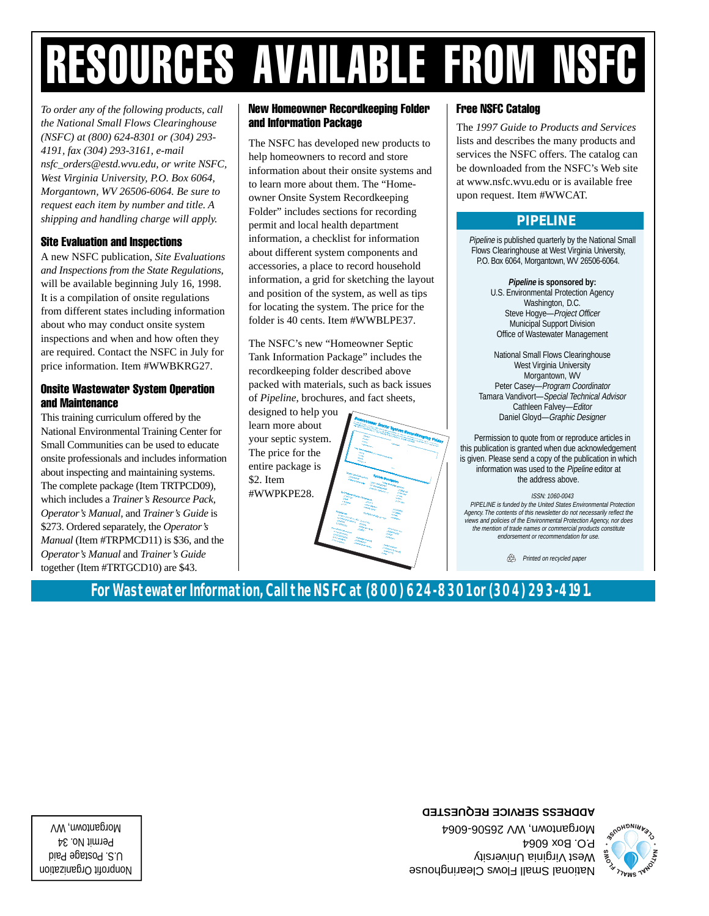# RESOURCES AVAILABLE FROM NSFC

*To order any of the following products, call the National Small Flows Clearinghouse (NSFC) at (800) 624-8301 or (304) 293-4191, fax (304) 293-3161, e-mail nsfc_orders@estd.wvu.edu, or write NSFC, West Virginia University, P.O. Box 6064, Morgantown, WV 26506-6064. Be sure to request each item by number and title. A shipping and handling charge will apply.*

### Site Evaluation and Inspections

A new NSFC publication, *Site Evaluations and Inspections from the State Regulations,* will be available beginning July 16, 1998. It is a compilation of onsite regulations from different states including information about who may conduct onsite system inspections and when and how often they are required. Contact the NSFC in July for price information. Item #WWBKRG27.

### Onsite Wastewater System Operation and Maintenance

This training curriculum offered by the National Environmental Training Center for Small Communities can be used to educate onsite professionals and includes information about inspecting and maintaining systems. The complete package (Item TRTPCD09), which includes a *Trainer's Resource Pack, Operator's Manual,* and *Trainer's Guide* is $273. Ordered separately, the *Operator's Manual* (Item #TRPMCD11) is $36, and the *Operator's Manual* and *Trainer's Guide* together (Item #TRTGCD10) are $43.

### New Homeowner Recordkeeping Folder and Information Package

The NSFC has developed new products to help homeowners to record and store information about their onsite systems and to learn more about them. The "Homeowner Onsite System Recordkeeping Folder" includes sections for recording permit and local health department information, a checklist for information about different system components and accessories, a place to record household information, a grid for sketching the layout and position of the system, as well as tips for locating the system. The price for the folder is 40 cents. Item #WWBLPE37.

The NSFC's new "Homeowner Septic Tank Information Package" includes the recordkeeping folder described above packed with materials, such as back issues of *Pipeline*, brochures, and fact sheets, designed to help you learn more about your septic system. The price for the entire package is $2. Item #WWPKPE28.

### Free NSFC Catalog

The *1997 Guide to Products and Services* lists and describes the many products and services the NSFC offers. The catalog can be downloaded from the NSFC's Web site at www.nsfc.wvu.edu or is available free upon request. Item #WWCAT.

## PIPELINE

*Pipeline* is published quarterly by the National Small Flows Clearinghouse at West Virginia University, P.O. Box 6064, Morgantown, WV 26506-6064.

***Pipeline* is sponsored by:**
U.S. Environmental Protection Agency
Washington, D.C.
Steve Hogye—*Project Officer*
Municipal Support Division
Office of Wastewater Management

National Small Flows Clearinghouse
West Virginia University
Morgantown, WV
Peter Casey—*Program Coordinator*
Tamara Vandivort—*Special Technical Advisor*
Cathleen Falvey—*Editor*
Daniel Gloyd—*Graphic Designer*

Permission to quote from or reproduce articles in this publication is granted when due acknowledgement is given. Please send a copy of the publication in which information was used to the *Pipeline* editor at the address above.

*ISSN: 1060-0043*

*PIPELINE is funded by the United States Environmental Protection Agency. The contents of this newsletter do not necessarily reflect the views and policies of the Environmental Protection Agency, nor does the mention of trade names or commercial products constitute endorsement or recommendation for use.*

*Printed on recycled paper*

**For Wastewater Information, Call the NSFC at (800) 624-8301 or (304) 293-4191**

National Small Flows Clearinghouse
West Virginia University
P.O. Box 6064
Morgantown, WV 26506-6064

**ADDRESS SERVICE REQUESTED**

Nonprofit Organization
U.S. Postage Paid
Permit No. 34
Morgantown, WV